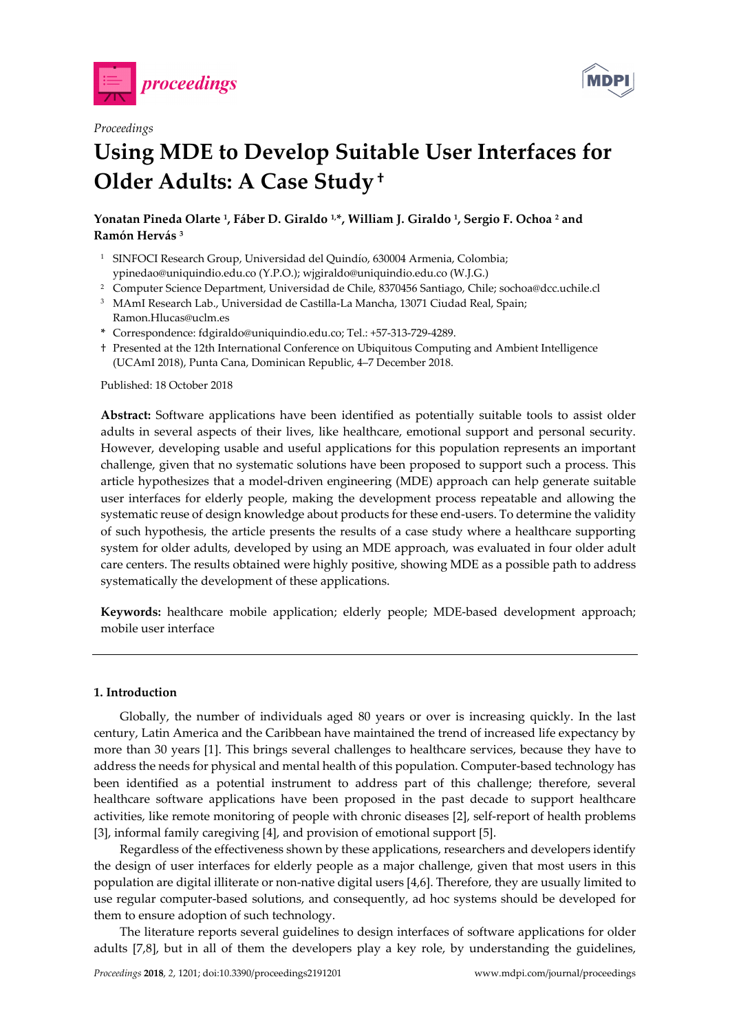*Proceedings*

# Using MDE to Develop Suitable User Interfaces for Older Adults: A Case Study †

**Yonatan Pineda Olarte [1], Fáber D. Giraldo [1,*], William J. Giraldo [1], Sergio F. Ochoa [2] and Ramón Hervás [3]**

[1] SINFOCI Research Group, Universidad del Quindío, 630004 Armenia, Colombia; ypinedao@uniquindio.edu.co (Y.P.O.); wjgiraldo@uniquindio.edu.co (W.J.G.)

[2] Computer Science Department, Universidad de Chile, 8370456 Santiago, Chile; sochoa@dcc.uchile.cl

[3] MAmI Research Lab., Universidad de Castilla-La Mancha, 13071 Ciudad Real, Spain; Ramon.Hlucas@uclm.es

\* Correspondence: fdgiraldo@uniquindio.edu.co; Tel.: +57-313-729-4289.

† Presented at the 12th International Conference on Ubiquitous Computing and Ambient Intelligence (UCAmI 2018), Punta Cana, Dominican Republic, 4–7 December 2018.

Published: 18 October 2018

**Abstract:** Software applications have been identified as potentially suitable tools to assist older adults in several aspects of their lives, like healthcare, emotional support and personal security. However, developing usable and useful applications for this population represents an important challenge, given that no systematic solutions have been proposed to support such a process. This article hypothesizes that a model-driven engineering (MDE) approach can help generate suitable user interfaces for elderly people, making the development process repeatable and allowing the systematic reuse of design knowledge about products for these end-users. To determine the validity of such hypothesis, the article presents the results of a case study where a healthcare supporting system for older adults, developed by using an MDE approach, was evaluated in four older adult care centers. The results obtained were highly positive, showing MDE as a possible path to address systematically the development of these applications.

**Keywords:** healthcare mobile application; elderly people; MDE-based development approach; mobile user interface

## 1. Introduction

Globally, the number of individuals aged 80 years or over is increasing quickly. In the last century, Latin America and the Caribbean have maintained the trend of increased life expectancy by more than 30 years [1]. This brings several challenges to healthcare services, because they have to address the needs for physical and mental health of this population. Computer-based technology has been identified as a potential instrument to address part of this challenge; therefore, several healthcare software applications have been proposed in the past decade to support healthcare activities, like remote monitoring of people with chronic diseases [2], self-report of health problems [3], informal family caregiving [4], and provision of emotional support [5].

Regardless of the effectiveness shown by these applications, researchers and developers identify the design of user interfaces for elderly people as a major challenge, given that most users in this population are digital illiterate or non-native digital users [4,6]. Therefore, they are usually limited to use regular computer-based solutions, and consequently, ad hoc systems should be developed for them to ensure adoption of such technology.

The literature reports several guidelines to design interfaces of software applications for older adults [7,8], but in all of them the developers play a key role, by understanding the guidelines,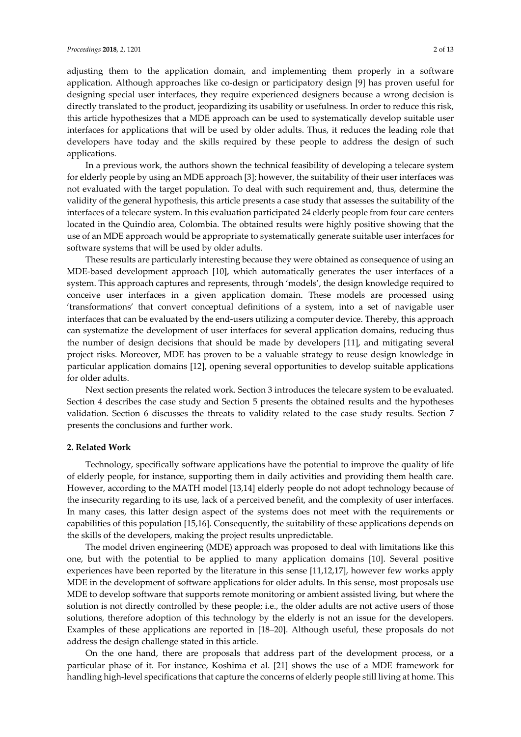adjusting them to the application domain, and implementing them properly in a software application. Although approaches like co-design or participatory design [9] has proven useful for designing special user interfaces, they require experienced designers because a wrong decision is directly translated to the product, jeopardizing its usability or usefulness. In order to reduce this risk, this article hypothesizes that a MDE approach can be used to systematically develop suitable user interfaces for applications that will be used by older adults. Thus, it reduces the leading role that developers have today and the skills required by these people to address the design of such applications.

In a previous work, the authors shown the technical feasibility of developing a telecare system for elderly people by using an MDE approach [3]; however, the suitability of their user interfaces was not evaluated with the target population. To deal with such requirement and, thus, determine the validity of the general hypothesis, this article presents a case study that assesses the suitability of the interfaces of a telecare system. In this evaluation participated 24 elderly people from four care centers located in the Quindío area, Colombia. The obtained results were highly positive showing that the use of an MDE approach would be appropriate to systematically generate suitable user interfaces for software systems that will be used by older adults.

These results are particularly interesting because they were obtained as consequence of using an MDE-based development approach [10], which automatically generates the user interfaces of a system. This approach captures and represents, through 'models', the design knowledge required to conceive user interfaces in a given application domain. These models are processed using 'transformations' that convert conceptual definitions of a system, into a set of navigable user interfaces that can be evaluated by the end-users utilizing a computer device. Thereby, this approach can systematize the development of user interfaces for several application domains, reducing thus the number of design decisions that should be made by developers [11], and mitigating several project risks. Moreover, MDE has proven to be a valuable strategy to reuse design knowledge in particular application domains [12], opening several opportunities to develop suitable applications for older adults.

Next section presents the related work. Section 3 introduces the telecare system to be evaluated. Section 4 describes the case study and Section 5 presents the obtained results and the hypotheses validation. Section 6 discusses the threats to validity related to the case study results. Section 7 presents the conclusions and further work.

## 2. Related Work

Technology, specifically software applications have the potential to improve the quality of life of elderly people, for instance, supporting them in daily activities and providing them health care. However, according to the MATH model [13,14] elderly people do not adopt technology because of the insecurity regarding to its use, lack of a perceived benefit, and the complexity of user interfaces. In many cases, this latter design aspect of the systems does not meet with the requirements or capabilities of this population [15,16]. Consequently, the suitability of these applications depends on the skills of the developers, making the project results unpredictable.

The model driven engineering (MDE) approach was proposed to deal with limitations like this one, but with the potential to be applied to many application domains [10]. Several positive experiences have been reported by the literature in this sense [11,12,17], however few works apply MDE in the development of software applications for older adults. In this sense, most proposals use MDE to develop software that supports remote monitoring or ambient assisted living, but where the solution is not directly controlled by these people; i.e., the older adults are not active users of those solutions, therefore adoption of this technology by the elderly is not an issue for the developers. Examples of these applications are reported in [18–20]. Although useful, these proposals do not address the design challenge stated in this article.

On the one hand, there are proposals that address part of the development process, or a particular phase of it. For instance, Koshima et al. [21] shows the use of a MDE framework for handling high-level specifications that capture the concerns of elderly people still living at home. This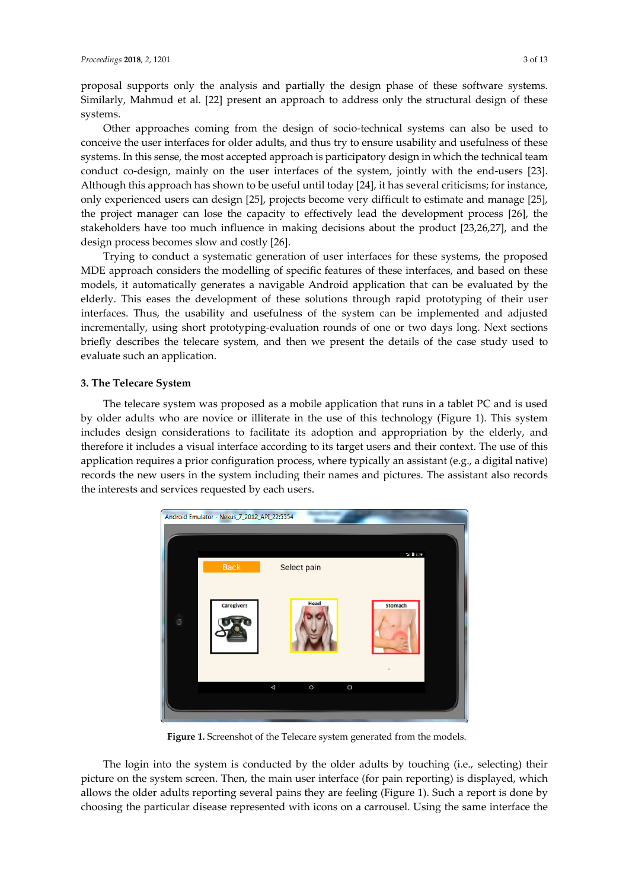proposal supports only the analysis and partially the design phase of these software systems. Similarly, Mahmud et al. [22] present an approach to address only the structural design of these systems.

Other approaches coming from the design of socio-technical systems can also be used to conceive the user interfaces for older adults, and thus try to ensure usability and usefulness of these systems. In this sense, the most accepted approach is participatory design in which the technical team conduct co-design, mainly on the user interfaces of the system, jointly with the end-users [23]. Although this approach has shown to be useful until today [24], it has several criticisms; for instance, only experienced users can design [25], projects become very difficult to estimate and manage [25], the project manager can lose the capacity to effectively lead the development process [26], the stakeholders have too much influence in making decisions about the product [23,26,27], and the design process becomes slow and costly [26].

Trying to conduct a systematic generation of user interfaces for these systems, the proposed MDE approach considers the modelling of specific features of these interfaces, and based on these models, it automatically generates a navigable Android application that can be evaluated by the elderly. This eases the development of these solutions through rapid prototyping of their user interfaces. Thus, the usability and usefulness of the system can be implemented and adjusted incrementally, using short prototyping-evaluation rounds of one or two days long. Next sections briefly describes the telecare system, and then we present the details of the case study used to evaluate such an application.

## 3. The Telecare System

The telecare system was proposed as a mobile application that runs in a tablet PC and is used by older adults who are novice or illiterate in the use of this technology (Figure 1). This system includes design considerations to facilitate its adoption and appropriation by the elderly, and therefore it includes a visual interface according to its target users and their context. The use of this application requires a prior configuration process, where typically an assistant (e.g., a digital native) records the new users in the system including their names and pictures. The assistant also records the interests and services requested by each users.

**Figure 1.** Screenshot of the Telecare system generated from the models.

The login into the system is conducted by the older adults by touching (i.e., selecting) their picture on the system screen. Then, the main user interface (for pain reporting) is displayed, which allows the older adults reporting several pains they are feeling (Figure 1). Such a report is done by choosing the particular disease represented with icons on a carrousel. Using the same interface the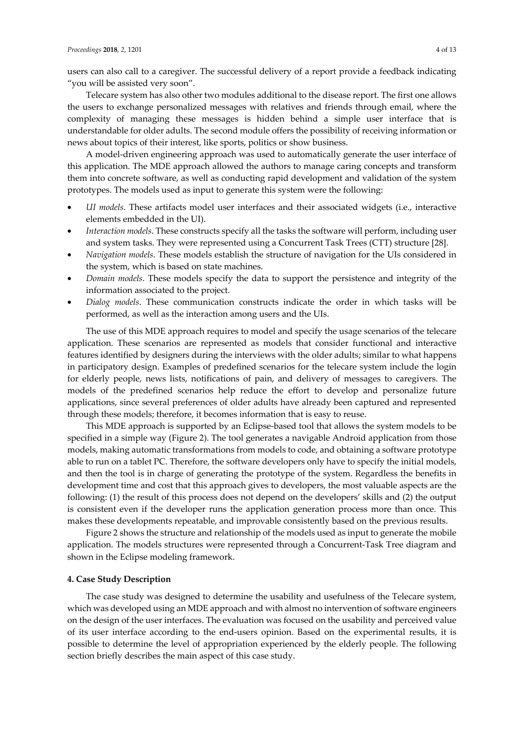users can also call to a caregiver. The successful delivery of a report provide a feedback indicating "you will be assisted very soon".

Telecare system has also other two modules additional to the disease report. The first one allows the users to exchange personalized messages with relatives and friends through email, where the complexity of managing these messages is hidden behind a simple user interface that is understandable for older adults. The second module offers the possibility of receiving information or news about topics of their interest, like sports, politics or show business.

A model-driven engineering approach was used to automatically generate the user interface of this application. The MDE approach allowed the authors to manage caring concepts and transform them into concrete software, as well as conducting rapid development and validation of the system prototypes. The models used as input to generate this system were the following:

- *UI models*. These artifacts model user interfaces and their associated widgets (i.e., interactive elements embedded in the UI).
- *Interaction models*. These constructs specify all the tasks the software will perform, including user and system tasks. They were represented using a Concurrent Task Trees (CTT) structure [28].
- *Navigation models*. These models establish the structure of navigation for the UIs considered in the system, which is based on state machines.
- *Domain models*. These models specify the data to support the persistence and integrity of the information associated to the project.
- *Dialog models*. These communication constructs indicate the order in which tasks will be performed, as well as the interaction among users and the UIs.

The use of this MDE approach requires to model and specify the usage scenarios of the telecare application. These scenarios are represented as models that consider functional and interactive features identified by designers during the interviews with the older adults; similar to what happens in participatory design. Examples of predefined scenarios for the telecare system include the login for elderly people, news lists, notifications of pain, and delivery of messages to caregivers. The models of the predefined scenarios help reduce the effort to develop and personalize future applications, since several preferences of older adults have already been captured and represented through these models; therefore, it becomes information that is easy to reuse.

This MDE approach is supported by an Eclipse-based tool that allows the system models to be specified in a simple way (Figure 2). The tool generates a navigable Android application from those models, making automatic transformations from models to code, and obtaining a software prototype able to run on a tablet PC. Therefore, the software developers only have to specify the initial models, and then the tool is in charge of generating the prototype of the system. Regardless the benefits in development time and cost that this approach gives to developers, the most valuable aspects are the following: (1) the result of this process does not depend on the developers' skills and (2) the output is consistent even if the developer runs the application generation process more than once. This makes these developments repeatable, and improvable consistently based on the previous results.

Figure 2 shows the structure and relationship of the models used as input to generate the mobile application. The models structures were represented through a Concurrent-Task Tree diagram and shown in the Eclipse modeling framework.

#### 4. Case Study Description

The case study was designed to determine the usability and usefulness of the Telecare system, which was developed using an MDE approach and with almost no intervention of software engineers on the design of the user interfaces. The evaluation was focused on the usability and perceived value of its user interface according to the end-users opinion. Based on the experimental results, it is possible to determine the level of appropriation experienced by the elderly people. The following section briefly describes the main aspect of this case study.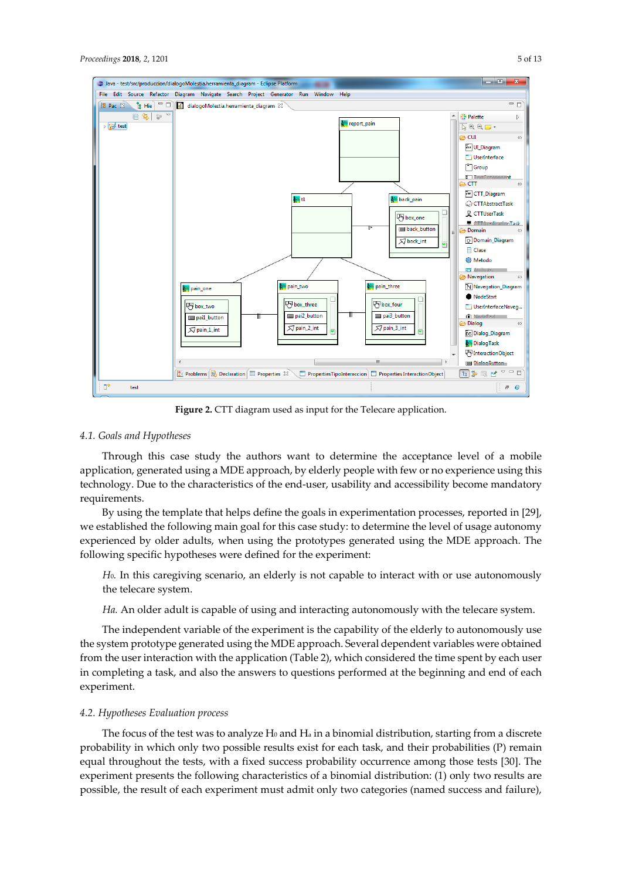Figure 2. CTT diagram used as input for the Telecare application.

### 4.1. Goals and Hypotheses

Through this case study the authors want to determine the acceptance level of a mobile application, generated using a MDE approach, by elderly people with few or no experience using this technology. Due to the characteristics of the end-user, usability and accessibility become mandatory requirements.

By using the template that helps define the goals in experimentation processes, reported in [29], we established the following main goal for this case study: to determine the level of usage autonomy experienced by older adults, when using the prototypes generated using the MDE approach. The following specific hypotheses were defined for the experiment:

*$H_0$.* In this caregiving scenario, an elderly is not capable to interact with or use autonomously the telecare system.

*Ha.* An older adult is capable of using and interacting autonomously with the telecare system.

The independent variable of the experiment is the capability of the elderly to autonomously use the system prototype generated using the MDE approach. Several dependent variables were obtained from the user interaction with the application (Table 2), which considered the time spent by each user in completing a task, and also the answers to questions performed at the beginning and end of each experiment.

### 4.2. Hypotheses Evaluation process

The focus of the test was to analyze $H_0$ and $H_a$ in a binomial distribution, starting from a discrete probability in which only two possible results exist for each task, and their probabilities (P) remain equal throughout the tests, with a fixed success probability occurrence among those tests [30]. The experiment presents the following characteristics of a binomial distribution: (1) only two results are possible, the result of each experiment must admit only two categories (named success and failure),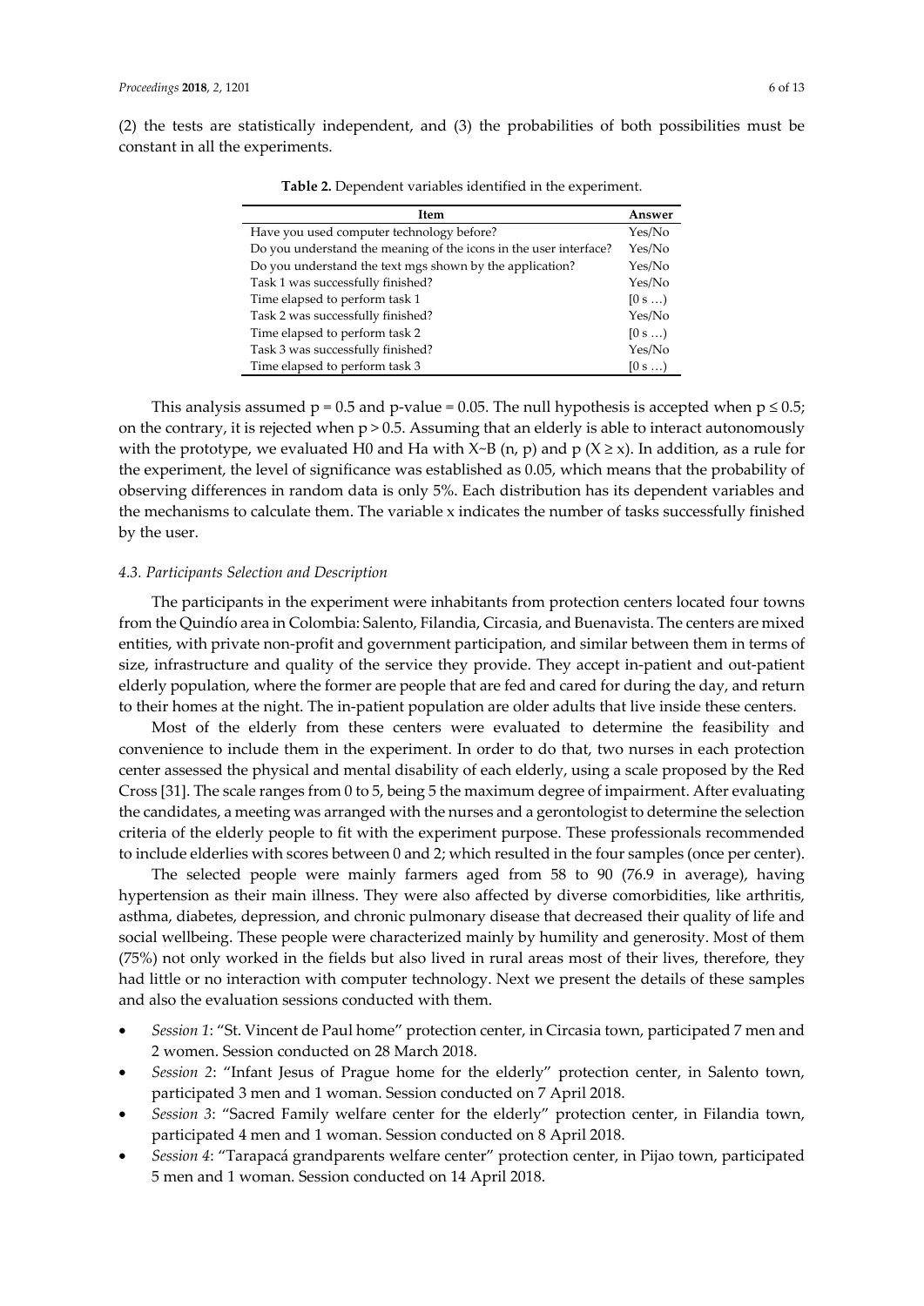(2) the tests are statistically independent, and (3) the probabilities of both possibilities must be constant in all the experiments.

**Table 2.** Dependent variables identified in the experiment.

| Item | Answer |
| --- | --- |
| Have you used computer technology before? | Yes/No |
| Do you understand the meaning of the icons in the user interface? | Yes/No |
| Do you understand the text mgs shown by the application? | Yes/No |
| Task 1 was successfully finished? | Yes/No |
| Time elapsed to perform task 1 | [0 s …) |
| Task 2 was successfully finished? | Yes/No |
| Time elapsed to perform task 2 | [0 s …) |
| Task 3 was successfully finished? | Yes/No |
| Time elapsed to perform task 3 | [0 s …) |

This analysis assumed $p = 0.5$ and p-value = 0.05. The null hypothesis is accepted when $p \leq 0.5$; on the contrary, it is rejected when $p > 0.5$. Assuming that an elderly is able to interact autonomously with the prototype, we evaluated H0 and Ha with $X \sim B(n, p)$ and $p (X \geq x)$. In addition, as a rule for the experiment, the level of significance was established as 0.05, which means that the probability of observing differences in random data is only 5%. Each distribution has its dependent variables and the mechanisms to calculate them. The variable x indicates the number of tasks successfully finished by the user.

### *4.3. Participants Selection and Description*

The participants in the experiment were inhabitants from protection centers located four towns from the Quindío area in Colombia: Salento, Filandia, Circasia, and Buenavista. The centers are mixed entities, with private non-profit and government participation, and similar between them in terms of size, infrastructure and quality of the service they provide. They accept in-patient and out-patient elderly population, where the former are people that are fed and cared for during the day, and return to their homes at the night. The in-patient population are older adults that live inside these centers.

Most of the elderly from these centers were evaluated to determine the feasibility and convenience to include them in the experiment. In order to do that, two nurses in each protection center assessed the physical and mental disability of each elderly, using a scale proposed by the Red Cross [31]. The scale ranges from 0 to 5, being 5 the maximum degree of impairment. After evaluating the candidates, a meeting was arranged with the nurses and a gerontologist to determine the selection criteria of the elderly people to fit with the experiment purpose. These professionals recommended to include elderlies with scores between 0 and 2; which resulted in the four samples (once per center).

The selected people were mainly farmers aged from 58 to 90 (76.9 in average), having hypertension as their main illness. They were also affected by diverse comorbidities, like arthritis, asthma, diabetes, depression, and chronic pulmonary disease that decreased their quality of life and social wellbeing. These people were characterized mainly by humility and generosity. Most of them (75%) not only worked in the fields but also lived in rural areas most of their lives, therefore, they had little or no interaction with computer technology. Next we present the details of these samples and also the evaluation sessions conducted with them.

- *Session 1*: "St. Vincent de Paul home" protection center, in Circasia town, participated 7 men and 2 women. Session conducted on 28 March 2018.
- *Session 2*: "Infant Jesus of Prague home for the elderly" protection center, in Salento town, participated 3 men and 1 woman. Session conducted on 7 April 2018.
- *Session 3*: "Sacred Family welfare center for the elderly" protection center, in Filandia town, participated 4 men and 1 woman. Session conducted on 8 April 2018.
- *Session 4*: "Tarapacá grandparents welfare center" protection center, in Pijao town, participated 5 men and 1 woman. Session conducted on 14 April 2018.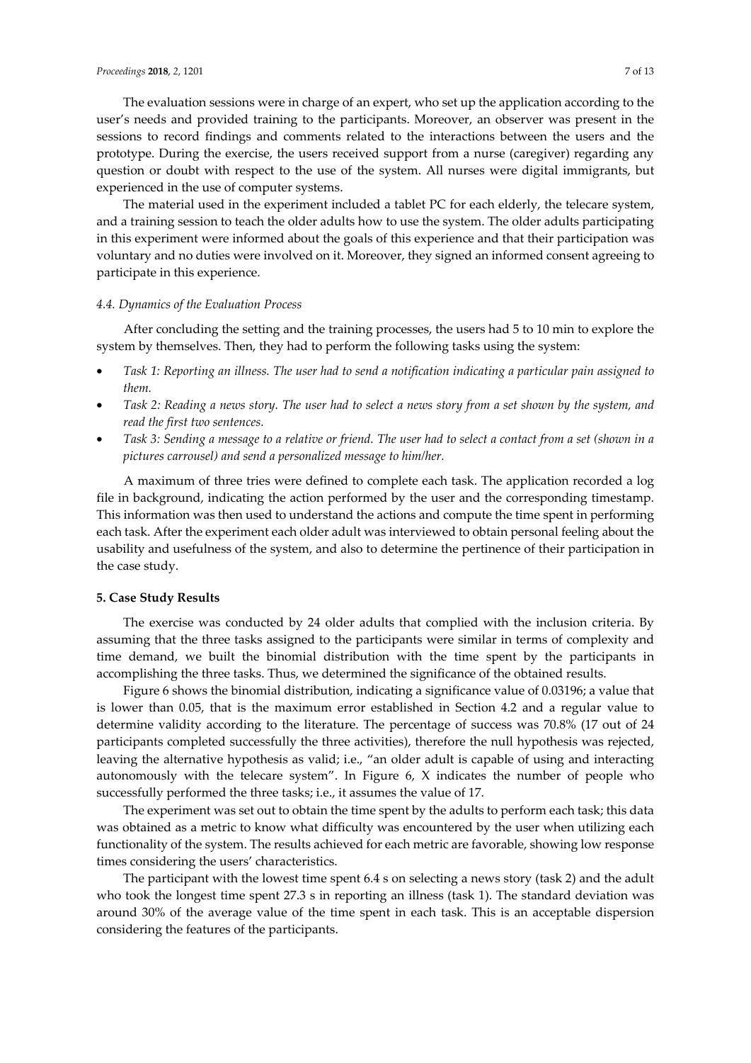The evaluation sessions were in charge of an expert, who set up the application according to the user's needs and provided training to the participants. Moreover, an observer was present in the sessions to record findings and comments related to the interactions between the users and the prototype. During the exercise, the users received support from a nurse (caregiver) regarding any question or doubt with respect to the use of the system. All nurses were digital immigrants, but experienced in the use of computer systems.

The material used in the experiment included a tablet PC for each elderly, the telecare system, and a training session to teach the older adults how to use the system. The older adults participating in this experiment were informed about the goals of this experience and that their participation was voluntary and no duties were involved on it. Moreover, they signed an informed consent agreeing to participate in this experience.

### *4.4. Dynamics of the Evaluation Process*

After concluding the setting and the training processes, the users had 5 to 10 min to explore the system by themselves. Then, they had to perform the following tasks using the system:

- *Task 1: Reporting an illness. The user had to send a notification indicating a particular pain assigned to them.*
- *Task 2: Reading a news story. The user had to select a news story from a set shown by the system, and read the first two sentences.*
- *Task 3: Sending a message to a relative or friend. The user had to select a contact from a set (shown in a pictures carrousel) and send a personalized message to him/her.*

A maximum of three tries were defined to complete each task. The application recorded a log file in background, indicating the action performed by the user and the corresponding timestamp. This information was then used to understand the actions and compute the time spent in performing each task. After the experiment each older adult was interviewed to obtain personal feeling about the usability and usefulness of the system, and also to determine the pertinence of their participation in the case study.

## **5. Case Study Results**

The exercise was conducted by 24 older adults that complied with the inclusion criteria. By assuming that the three tasks assigned to the participants were similar in terms of complexity and time demand, we built the binomial distribution with the time spent by the participants in accomplishing the three tasks. Thus, we determined the significance of the obtained results.

Figure 6 shows the binomial distribution, indicating a significance value of 0.03196; a value that is lower than 0.05, that is the maximum error established in Section 4.2 and a regular value to determine validity according to the literature. The percentage of success was 70.8% (17 out of 24 participants completed successfully the three activities), therefore the null hypothesis was rejected, leaving the alternative hypothesis as valid; i.e., "an older adult is capable of using and interacting autonomously with the telecare system". In Figure 6, X indicates the number of people who successfully performed the three tasks; i.e., it assumes the value of 17.

The experiment was set out to obtain the time spent by the adults to perform each task; this data was obtained as a metric to know what difficulty was encountered by the user when utilizing each functionality of the system. The results achieved for each metric are favorable, showing low response times considering the users' characteristics.

The participant with the lowest time spent 6.4 s on selecting a news story (task 2) and the adult who took the longest time spent 27.3 s in reporting an illness (task 1). The standard deviation was around 30% of the average value of the time spent in each task. This is an acceptable dispersion considering the features of the participants.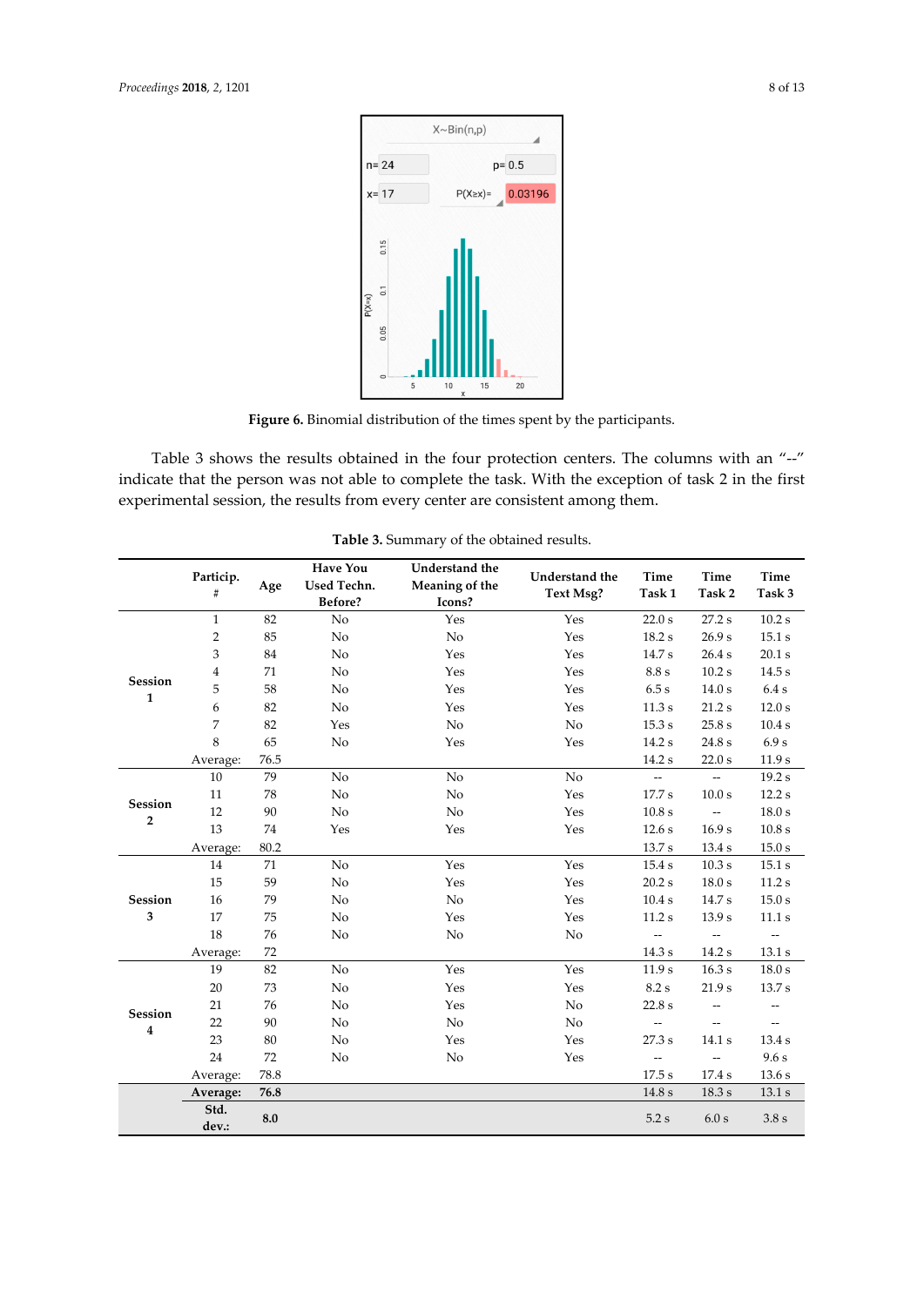**Figure 6.** Binomial distribution of the times spent by the participants.

Table 3 shows the results obtained in the four protection centers. The columns with an "--" indicate that the person was not able to complete the task. With the exception of task 2 in the first experimental session, the results from every center are consistent among them.

**Table 3.** Summary of the obtained results.

| | Particip. # | Age | Have You Used Techn. Before? | Understand the Meaning of the Icons? | Understand the Text Msg? | Time Task 1 | Time Task 2 | Time Task 3 |
|---|---|---|---|---|---|---|---|---|
| Session 1 | 1 | 82 | No | Yes | Yes | 22.0 s | 27.2 s | 10.2 s |
| | 2 | 85 | No | No | Yes | 18.2 s | 26.9 s | 15.1 s |
| | 3 | 84 | No | Yes | Yes | 14.7 s | 26.4 s | 20.1 s |
| | 4 | 71 | No | Yes | Yes | 8.8 s | 10.2 s | 14.5 s |
| | 5 | 58 | No | Yes | Yes | 6.5 s | 14.0 s | 6.4 s |
| | 6 | 82 | No | Yes | Yes | 11.3 s | 21.2 s | 12.0 s |
| | 7 | 82 | Yes | No | No | 15.3 s | 25.8 s | 10.4 s |
| | 8 | 65 | No | Yes | Yes | 14.2 s | 24.8 s | 6.9 s |
| | Average: | 76.5 | | | | 14.2 s | 22.0 s | 11.9 s |
| Session 2 | 10 | 79 | No | No | No | -- | -- | 19.2 s |
| | 11 | 78 | No | No | Yes | 17.7 s | 10.0 s | 12.2 s |
| | 12 | 90 | No | No | Yes | 10.8 s | -- | 18.0 s |
| | 13 | 74 | Yes | Yes | Yes | 12.6 s | 16.9 s | 10.8 s |
| | Average: | 80.2 | | | | 13.7 s | 13.4 s | 15.0 s |
| Session 3 | 14 | 71 | No | Yes | Yes | 15.4 s | 10.3 s | 15.1 s |
| | 15 | 59 | No | Yes | Yes | 20.2 s | 18.0 s | 11.2 s |
| | 16 | 79 | No | No | Yes | 10.4 s | 14.7 s | 15.0 s |
| | 17 | 75 | No | Yes | Yes | 11.2 s | 13.9 s | 11.1 s |
| | 18 | 76 | No | No | No | -- | -- | -- |
| | Average: | 72 | | | | 14.3 s | 14.2 s | 13.1 s |
| Session 4 | 19 | 82 | No | Yes | Yes | 11.9 s | 16.3 s | 18.0 s |
| | 20 | 73 | No | Yes | Yes | 8.2 s | 21.9 s | 13.7 s |
| | 21 | 76 | No | Yes | No | 22.8 s | -- | -- |
| | 22 | 90 | No | No | No | -- | -- | -- |
| | 23 | 80 | No | Yes | Yes | 27.3 s | 14.1 s | 13.4 s |
| | 24 | 72 | No | No | Yes | -- | -- | 9.6 s |
| | Average: | 78.8 | | | | 17.5 s | 17.4 s | 13.6 s |
| | **Average:** | **76.8** | | | | 14.8 s | 18.3 s | 13.1 s |
| | **Std. dev.:** | **8.0** | | | | 5.2 s | 6.0 s | 3.8 s |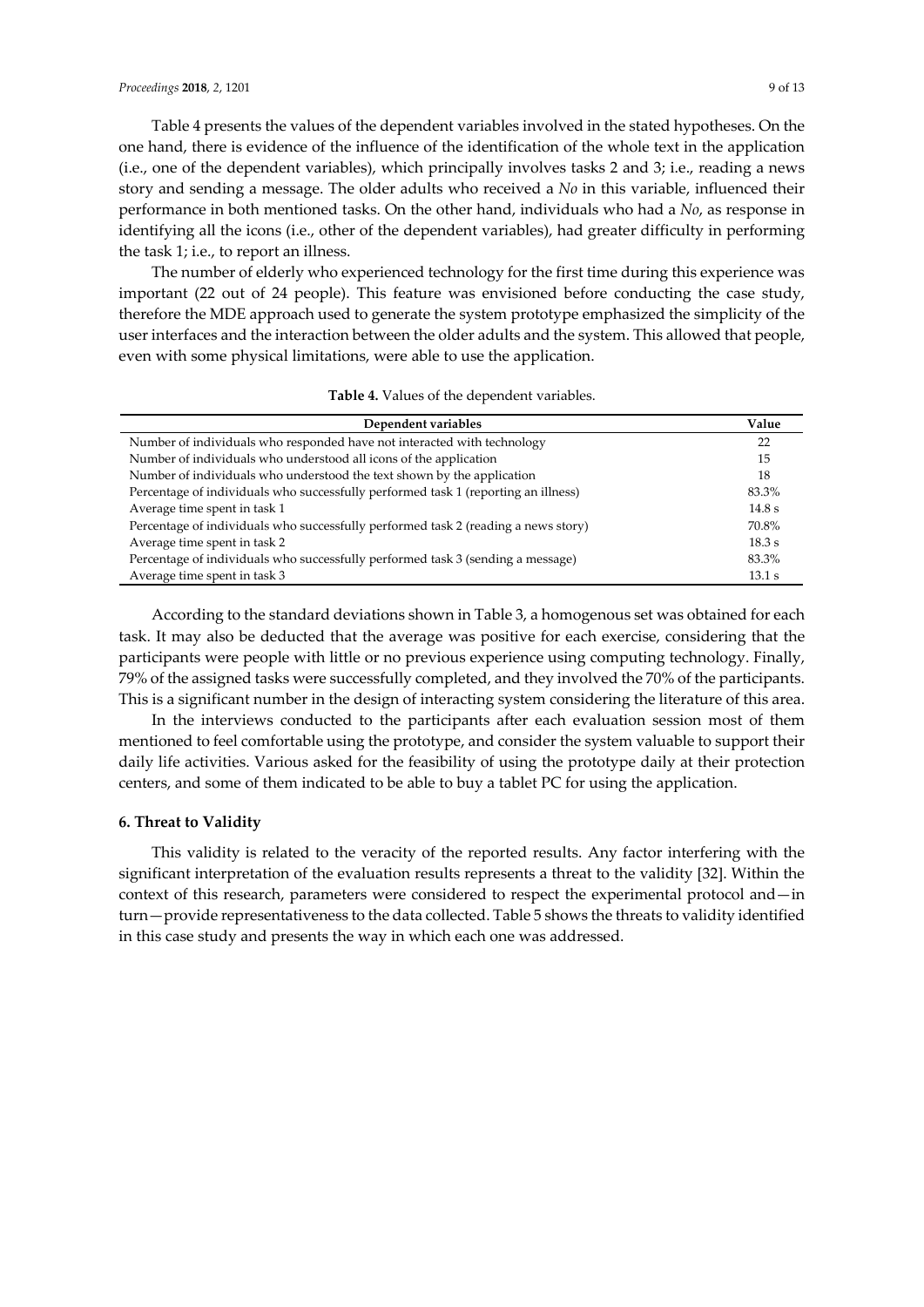Table 4 presents the values of the dependent variables involved in the stated hypotheses. On the one hand, there is evidence of the influence of the identification of the whole text in the application (i.e., one of the dependent variables), which principally involves tasks 2 and 3; i.e., reading a news story and sending a message. The older adults who received a *No* in this variable, influenced their performance in both mentioned tasks. On the other hand, individuals who had a *No*, as response in identifying all the icons (i.e., other of the dependent variables), had greater difficulty in performing the task 1; i.e., to report an illness.

The number of elderly who experienced technology for the first time during this experience was important (22 out of 24 people). This feature was envisioned before conducting the case study, therefore the MDE approach used to generate the system prototype emphasized the simplicity of the user interfaces and the interaction between the older adults and the system. This allowed that people, even with some physical limitations, were able to use the application.

**Table 4.** Values of the dependent variables.

| Dependent variables | Value |
| --- | --- |
| Number of individuals who responded have not interacted with technology | 22 |
| Number of individuals who understood all icons of the application | 15 |
| Number of individuals who understood the text shown by the application | 18 |
| Percentage of individuals who successfully performed task 1 (reporting an illness) | 83.3% |
| Average time spent in task 1 | 14.8 s |
| Percentage of individuals who successfully performed task 2 (reading a news story) | 70.8% |
| Average time spent in task 2 | 18.3 s |
| Percentage of individuals who successfully performed task 3 (sending a message) | 83.3% |
| Average time spent in task 3 | 13.1 s |

According to the standard deviations shown in Table 3, a homogenous set was obtained for each task. It may also be deducted that the average was positive for each exercise, considering that the participants were people with little or no previous experience using computing technology. Finally, 79% of the assigned tasks were successfully completed, and they involved the 70% of the participants. This is a significant number in the design of interacting system considering the literature of this area.

In the interviews conducted to the participants after each evaluation session most of them mentioned to feel comfortable using the prototype, and consider the system valuable to support their daily life activities. Various asked for the feasibility of using the prototype daily at their protection centers, and some of them indicated to be able to buy a tablet PC for using the application.

## 6. Threat to Validity

This validity is related to the veracity of the reported results. Any factor interfering with the significant interpretation of the evaluation results represents a threat to the validity [32]. Within the context of this research, parameters were considered to respect the experimental protocol and—in turn—provide representativeness to the data collected. Table 5 shows the threats to validity identified in this case study and presents the way in which each one was addressed.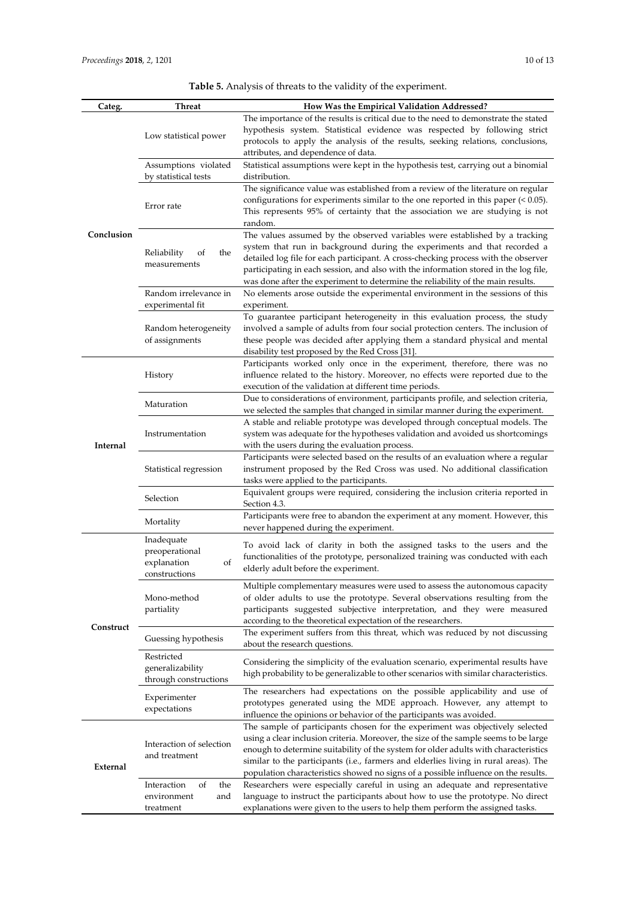**Table 5.** Analysis of threats to the validity of the experiment.

| Categ. | Threat | How Was the Empirical Validation Addressed? |
|---|---|---|
| Conclusion | Low statistical power | The importance of the results is critical due to the need to demonstrate the stated hypothesis system. Statistical evidence was respected by following strict protocols to apply the analysis of the results, seeking relations, conclusions, attributes, and dependence of data. |
| | Assumptions violated by statistical tests | Statistical assumptions were kept in the hypothesis test, carrying out a binomial distribution. |
| | Error rate | The significance value was established from a review of the literature on regular configurations for experiments similar to the one reported in this paper (< 0.05). This represents 95% of certainty that the association we are studying is not random. |
| | Reliability of the measurements | The values assumed by the observed variables were established by a tracking system that run in background during the experiments and that recorded a detailed log file for each participant. A cross-checking process with the observer participating in each session, and also with the information stored in the log file, was done after the experiment to determine the reliability of the main results. |
| | Random irrelevance in experimental fit | No elements arose outside the experimental environment in the sessions of this experiment. |
| | Random heterogeneity of assignments | To guarantee participant heterogeneity in this evaluation process, the study involved a sample of adults from four social protection centers. The inclusion of these people was decided after applying them a standard physical and mental disability test proposed by the Red Cross [31]. |
| Internal | History | Participants worked only once in the experiment, therefore, there was no influence related to the history. Moreover, no effects were reported due to the execution of the validation at different time periods. |
| | Maturation | Due to considerations of environment, participants profile, and selection criteria, we selected the samples that changed in similar manner during the experiment. |
| | Instrumentation | A stable and reliable prototype was developed through conceptual models. The system was adequate for the hypotheses validation and avoided us shortcomings with the users during the evaluation process. |
| | Statistical regression | Participants were selected based on the results of an evaluation where a regular instrument proposed by the Red Cross was used. No additional classification tasks were applied to the participants. |
| | Selection | Equivalent groups were required, considering the inclusion criteria reported in Section 4.3. |
| | Mortality | Participants were free to abandon the experiment at any moment. However, this never happened during the experiment. |
| Construct | Inadequate preoperational explanation of constructions | To avoid lack of clarity in both the assigned tasks to the users and the functionalities of the prototype, personalized training was conducted with each elderly adult before the experiment. |
| | Mono-method partiality | Multiple complementary measures were used to assess the autonomous capacity of older adults to use the prototype. Several observations resulting from the participants suggested subjective interpretation, and they were measured according to the theoretical expectation of the researchers. |
| | Guessing hypothesis | The experiment suffers from this threat, which was reduced by not discussing about the research questions. |
| | Restricted generalizability through constructions | Considering the simplicity of the evaluation scenario, experimental results have high probability to be generalizable to other scenarios with similar characteristics. |
| | Experimenter expectations | The researchers had expectations on the possible applicability and use of prototypes generated using the MDE approach. However, any attempt to influence the opinions or behavior of the participants was avoided. |
| External | Interaction of selection and treatment | The sample of participants chosen for the experiment was objectively selected using a clear inclusion criteria. Moreover, the size of the sample seems to be large enough to determine suitability of the system for older adults with characteristics similar to the participants (i.e., farmers and elderlies living in rural areas). The population characteristics showed no signs of a possible influence on the results. |
| | Interaction of the environment and treatment | Researchers were especially careful in using an adequate and representative language to instruct the participants about how to use the prototype. No direct explanations were given to the users to help them perform the assigned tasks. |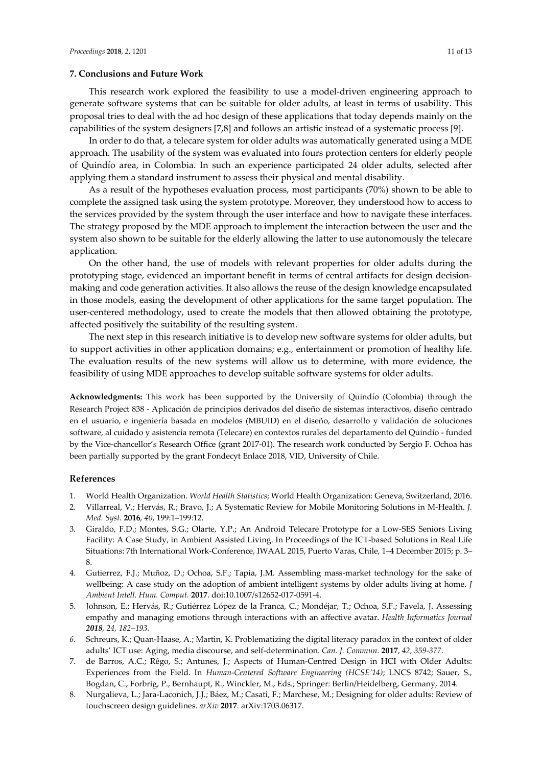## 7. Conclusions and Future Work

This research work explored the feasibility to use a model-driven engineering approach to generate software systems that can be suitable for older adults, at least in terms of usability. This proposal tries to deal with the ad hoc design of these applications that today depends mainly on the capabilities of the system designers [7,8] and follows an artistic instead of a systematic process [9].

In order to do that, a telecare system for older adults was automatically generated using a MDE approach. The usability of the system was evaluated into fours protection centers for elderly people of Quindío area, in Colombia. In such an experience participated 24 older adults, selected after applying them a standard instrument to assess their physical and mental disability.

As a result of the hypotheses evaluation process, most participants (70%) shown to be able to complete the assigned task using the system prototype. Moreover, they understood how to access to the services provided by the system through the user interface and how to navigate these interfaces. The strategy proposed by the MDE approach to implement the interaction between the user and the system also shown to be suitable for the elderly allowing the latter to use autonomously the telecare application.

On the other hand, the use of models with relevant properties for older adults during the prototyping stage, evidenced an important benefit in terms of central artifacts for design decision-making and code generation activities. It also allows the reuse of the design knowledge encapsulated in those models, easing the development of other applications for the same target population. The user-centered methodology, used to create the models that then allowed obtaining the prototype, affected positively the suitability of the resulting system.

The next step in this research initiative is to develop new software systems for older adults, but to support activities in other application domains; e.g., entertainment or promotion of healthy life. The evaluation results of the new systems will allow us to determine, with more evidence, the feasibility of using MDE approaches to develop suitable software systems for older adults.

**Acknowledgments:** This work has been supported by the University of Quindío (Colombia) through the Research Project 838 - Aplicación de principios derivados del diseño de sistemas interactivos, diseño centrado en el usuario, e ingeniería basada en modelos (MBUID) en el diseño, desarrollo y validación de soluciones software, al cuidado y asistencia remota (Telecare) en contextos rurales del departamento del Quindío - funded by the Vice-chancellor's Research Office (grant 2017-01). The research work conducted by Sergio F. Ochoa has been partially supported by the grant Fondecyt Enlace 2018, VID, University of Chile.

## References

1. World Health Organization. *World Health Statistics*; World Health Organization: Geneva, Switzerland, 2016.
2. Villarreal, V.; Hervás, R.; Bravo, J.; A Systematic Review for Mobile Monitoring Solutions in M-Health. *J. Med. Syst.* **2016**, *40*, 199:1–199:12.
3. Giraldo, F.D.; Montes, S.G.; Olarte, Y.P.; An Android Telecare Prototype for a Low-SES Seniors Living Facility: A Case Study, in Ambient Assisted Living. In Proceedings of the ICT-based Solutions in Real Life Situations: 7th International Work-Conference, IWAAL 2015, Puerto Varas, Chile, 1–4 December 2015; p. 3–8.
4. Gutierrez, F.J.; Muñoz, D.; Ochoa, S.F.; Tapia, J.M. Assembling mass-market technology for the sake of wellbeing: A case study on the adoption of ambient intelligent systems by older adults living at home. *J Ambient Intell. Hum. Comput.* **2017**. doi:10.1007/s12652-017-0591-4.
5. Johnson, E.; Hervás, R.; Gutiérrez López de la Franca, C.; Mondéjar, T.; Ochoa, S.F.; Favela, J. Assessing empathy and managing emotions through interactions with an affective avatar. *Health Informatics Journal* ***2018**, 24, 182–193.*
6. Schreurs, K.; Quan-Haase, A.; Martin, K. Problematizing the digital literacy paradox in the context of older adults' ICT use: Aging, media discourse, and self-determination. *Can. J. Commun.* **2017**, *42, 359-377.*
7. de Barros, A.C.; Rêgo, S.; Antunes, J.; Aspects of Human-Centred Design in HCI with Older Adults: Experiences from the Field. In *Human-Centered Software Engineering (HCSE'14)*; LNCS 8742; Sauer, S., Bogdan, C., Forbrig, P., Bernhaupt, R., Winckler, M., Eds.; Springer: Berlin/Heidelberg, Germany, 2014.
8. Nurgalieva, L.; Jara-Laconich, J.J.; Báez, M.; Casati, F.; Marchese, M.; Designing for older adults: Review of touchscreen design guidelines. *arXiv* **2017**. arXiv:1703.06317.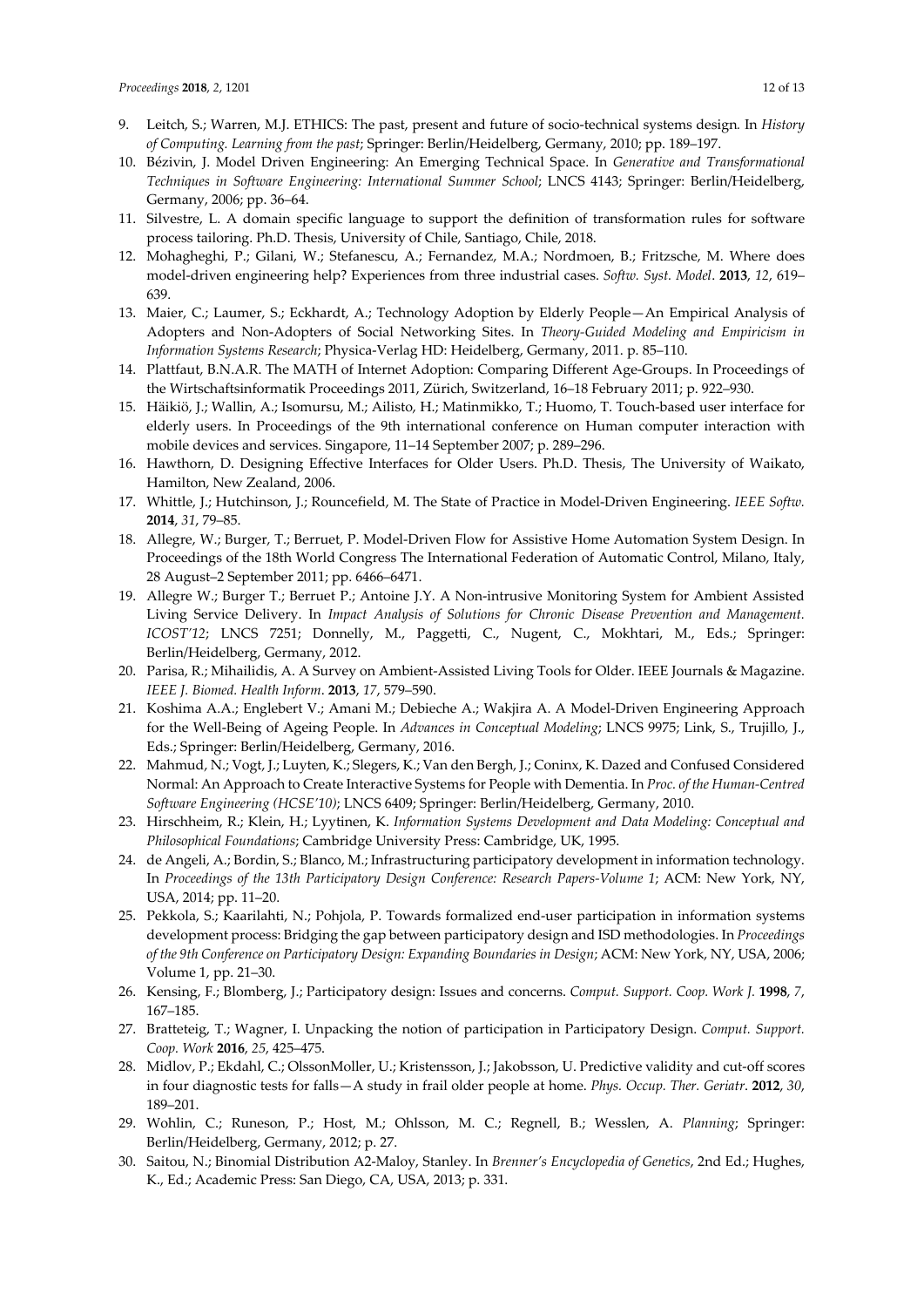9. Leitch, S.; Warren, M.J. ETHICS: The past, present and future of socio-technical systems design. In *History of Computing. Learning from the past*; Springer: Berlin/Heidelberg, Germany, 2010; pp. 189–197.
10. Bézivin, J. Model Driven Engineering: An Emerging Technical Space. In *Generative and Transformational Techniques in Software Engineering: International Summer School*; LNCS 4143; Springer: Berlin/Heidelberg, Germany, 2006; pp. 36–64.
11. Silvestre, L. A domain specific language to support the definition of transformation rules for software process tailoring. Ph.D. Thesis, University of Chile, Santiago, Chile, 2018.
12. Mohagheghi, P.; Gilani, W.; Stefanescu, A.; Fernandez, M.A.; Nordmoen, B.; Fritzsche, M. Where does model-driven engineering help? Experiences from three industrial cases. *Softw. Syst. Model*. **2013**, *12*, 619–639.
13. Maier, C.; Laumer, S.; Eckhardt, A.; Technology Adoption by Elderly People—An Empirical Analysis of Adopters and Non-Adopters of Social Networking Sites. In *Theory-Guided Modeling and Empiricism in Information Systems Research*; Physica-Verlag HD: Heidelberg, Germany, 2011. p. 85–110.
14. Plattfaut, B.N.A.R. The MATH of Internet Adoption: Comparing Different Age-Groups. In Proceedings of the Wirtschaftsinformatik Proceedings 2011, Zürich, Switzerland, 16–18 February 2011; p. 922–930.
15. Häikiö, J.; Wallin, A.; Isomursu, M.; Ailisto, H.; Matinmikko, T.; Huomo, T. Touch-based user interface for elderly users. In Proceedings of the 9th international conference on Human computer interaction with mobile devices and services. Singapore, 11–14 September 2007; p. 289–296.
16. Hawthorn, D. Designing Effective Interfaces for Older Users. Ph.D. Thesis, The University of Waikato, Hamilton, New Zealand, 2006.
17. Whittle, J.; Hutchinson, J.; Rouncefield, M. The State of Practice in Model-Driven Engineering. *IEEE Softw.* **2014**, *31*, 79–85.
18. Allegre, W.; Burger, T.; Berruet, P. Model-Driven Flow for Assistive Home Automation System Design. In Proceedings of the 18th World Congress The International Federation of Automatic Control, Milano, Italy, 28 August–2 September 2011; pp. 6466–6471.
19. Allegre W.; Burger T.; Berruet P.; Antoine J.Y. A Non-intrusive Monitoring System for Ambient Assisted Living Service Delivery. In *Impact Analysis of Solutions for Chronic Disease Prevention and Management. ICOST'12*; LNCS 7251; Donnelly, M., Paggetti, C., Nugent, C., Mokhtari, M., Eds.; Springer: Berlin/Heidelberg, Germany, 2012.
20. Parisa, R.; Mihailidis, A. A Survey on Ambient-Assisted Living Tools for Older. IEEE Journals & Magazine. *IEEE J. Biomed. Health Inform*. **2013**, *17*, 579–590.
21. Koshima A.A.; Englebert V.; Amani M.; Debieche A.; Wakjira A. A Model-Driven Engineering Approach for the Well-Being of Ageing People. In *Advances in Conceptual Modeling*; LNCS 9975; Link, S., Trujillo, J., Eds.; Springer: Berlin/Heidelberg, Germany, 2016.
22. Mahmud, N.; Vogt, J.; Luyten, K.; Slegers, K.; Van den Bergh, J.; Coninx, K. Dazed and Confused Considered Normal: An Approach to Create Interactive Systems for People with Dementia. In *Proc. of the Human-Centred Software Engineering (HCSE'10)*; LNCS 6409; Springer: Berlin/Heidelberg, Germany, 2010.
23. Hirschheim, R.; Klein, H.; Lyytinen, K. *Information Systems Development and Data Modeling: Conceptual and Philosophical Foundations*; Cambridge University Press: Cambridge, UK, 1995.
24. de Angeli, A.; Bordin, S.; Blanco, M.; Infrastructuring participatory development in information technology. In *Proceedings of the 13th Participatory Design Conference: Research Papers-Volume 1*; ACM: New York, NY, USA, 2014; pp. 11–20.
25. Pekkola, S.; Kaarilahti, N.; Pohjola, P. Towards formalized end-user participation in information systems development process: Bridging the gap between participatory design and ISD methodologies. In *Proceedings of the 9th Conference on Participatory Design: Expanding Boundaries in Design*; ACM: New York, NY, USA, 2006; Volume 1, pp. 21–30.
26. Kensing, F.; Blomberg, J.; Participatory design: Issues and concerns. *Comput. Support. Coop. Work J.* **1998**, *7*, 167–185.
27. Bratteteig, T.; Wagner, I. Unpacking the notion of participation in Participatory Design. *Comput. Support. Coop. Work* **2016**, *25*, 425–475.
28. Midlov, P.; Ekdahl, C.; OlssonMoller, U.; Kristensson, J.; Jakobsson, U. Predictive validity and cut-off scores in four diagnostic tests for falls—A study in frail older people at home. *Phys. Occup. Ther. Geriatr*. **2012**, *30*, 189–201.
29. Wohlin, C.; Runeson, P.; Host, M.; Ohlsson, M. C.; Regnell, B.; Wesslen, A. *Planning*; Springer: Berlin/Heidelberg, Germany, 2012; p. 27.
30. Saitou, N.; Binomial Distribution A2-Maloy, Stanley. In *Brenner's Encyclopedia of Genetics*, 2nd Ed.; Hughes, K., Ed.; Academic Press: San Diego, CA, USA, 2013; p. 331.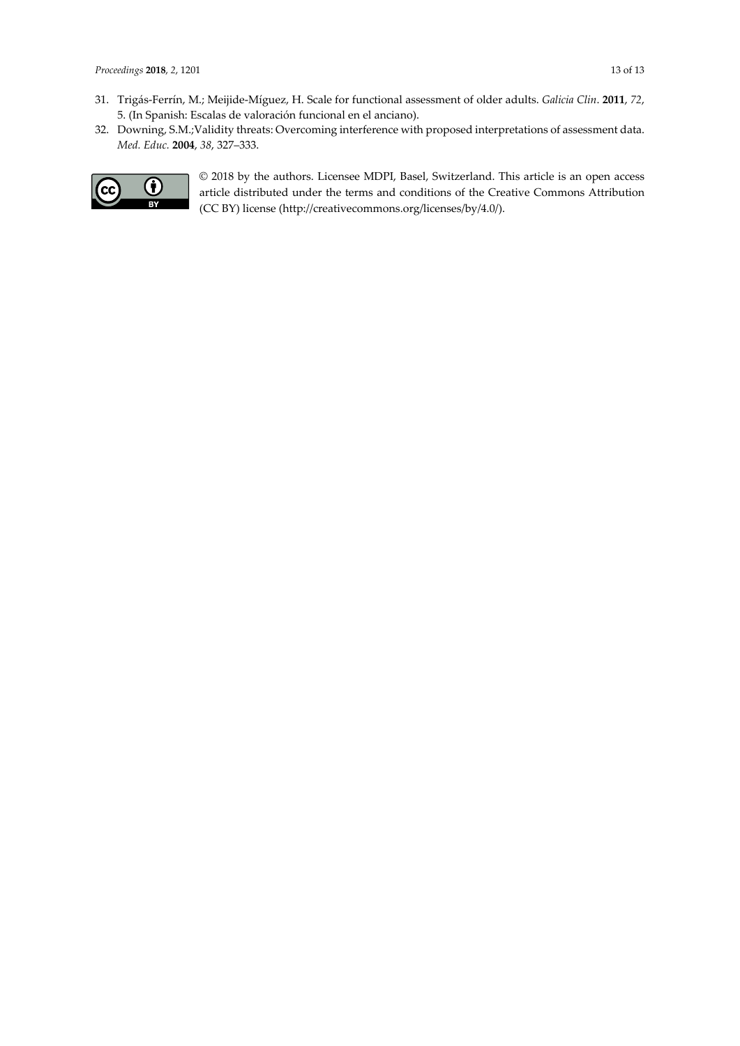31. Trigás-Ferrín, M.; Meijide-Míguez, H. Scale for functional assessment of older adults. *Galicia Clin*. **2011**, *72*, 5. (In Spanish: Escalas de valoración funcional en el anciano).
32. Downing, S.M.;Validity threats: Overcoming interference with proposed interpretations of assessment data. *Med. Educ.* **2004**, *38*, 327–333.

© 2018 by the authors. Licensee MDPI, Basel, Switzerland. This article is an open access article distributed under the terms and conditions of the Creative Commons Attribution (CC BY) license (http://creativecommons.org/licenses/by/4.0/).